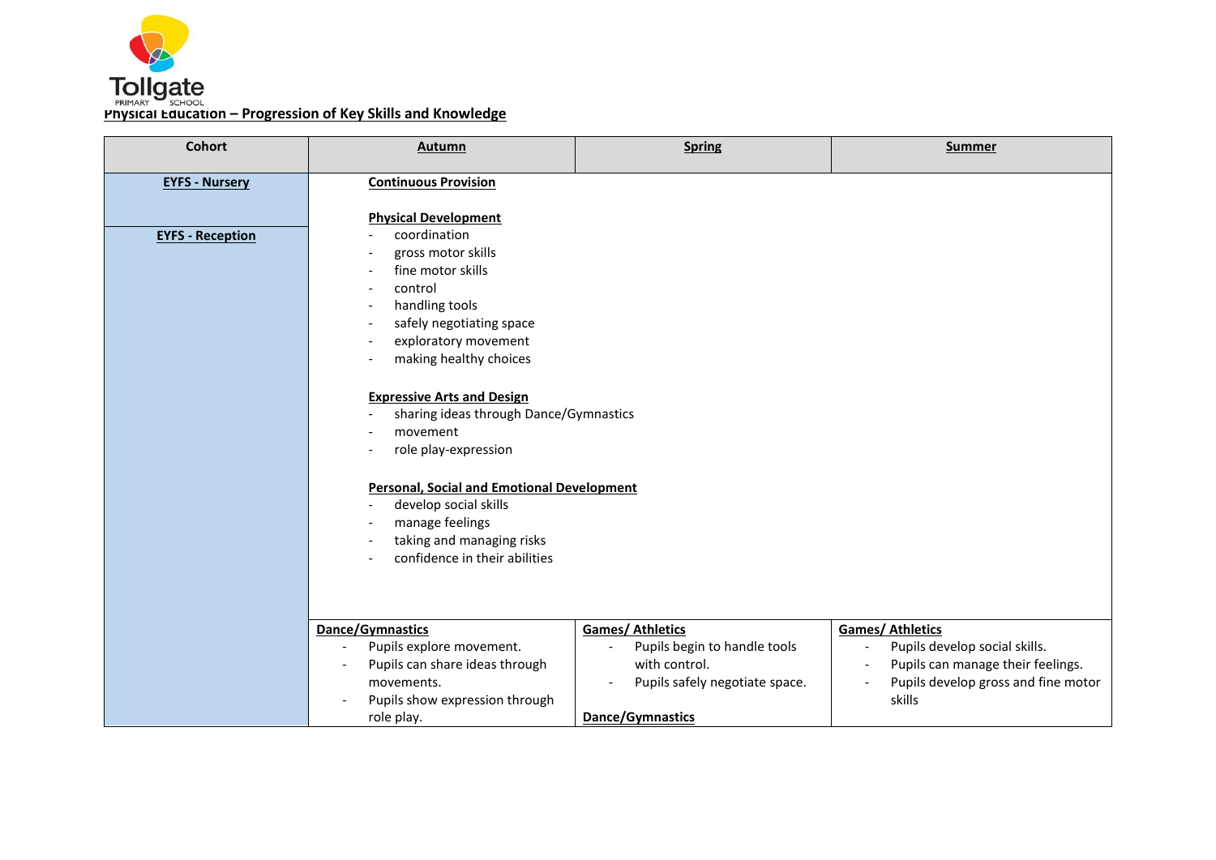**Physical Education – Progression of Key Skills and Knowledge**

| Cohort | Autumn | Spring | Summer |
|---|---|---|---|
| **EYFS - Nursery** | **Continuous Provision**<br><br>**Physical Development**<br>- coordination<br>- gross motor skills<br>- fine motor skills<br>- control<br>- handling tools<br>- safely negotiating space<br>- exploratory movement<br>- making healthy choices<br><br>**Expressive Arts and Design**<br>- sharing ideas through Dance/Gymnastics<br>- movement<br>- role play-expression<br><br>**Personal, Social and Emotional Development**<br>- develop social skills<br>- manage feelings<br>- taking and managing risks<br>- confidence in their abilities | | |
| **EYFS - Reception** | **Dance/Gymnastics**<br>- Pupils explore movement.<br>- Pupils can share ideas through movements.<br>- Pupils show expression through role play. | **Games/ Athletics**<br>- Pupils begin to handle tools with control.<br>- Pupils safely negotiate space.<br><br>**Dance/Gymnastics** | **Games/ Athletics**<br>- Pupils develop social skills.<br>- Pupils can manage their feelings.<br>- Pupils develop gross and fine motor skills |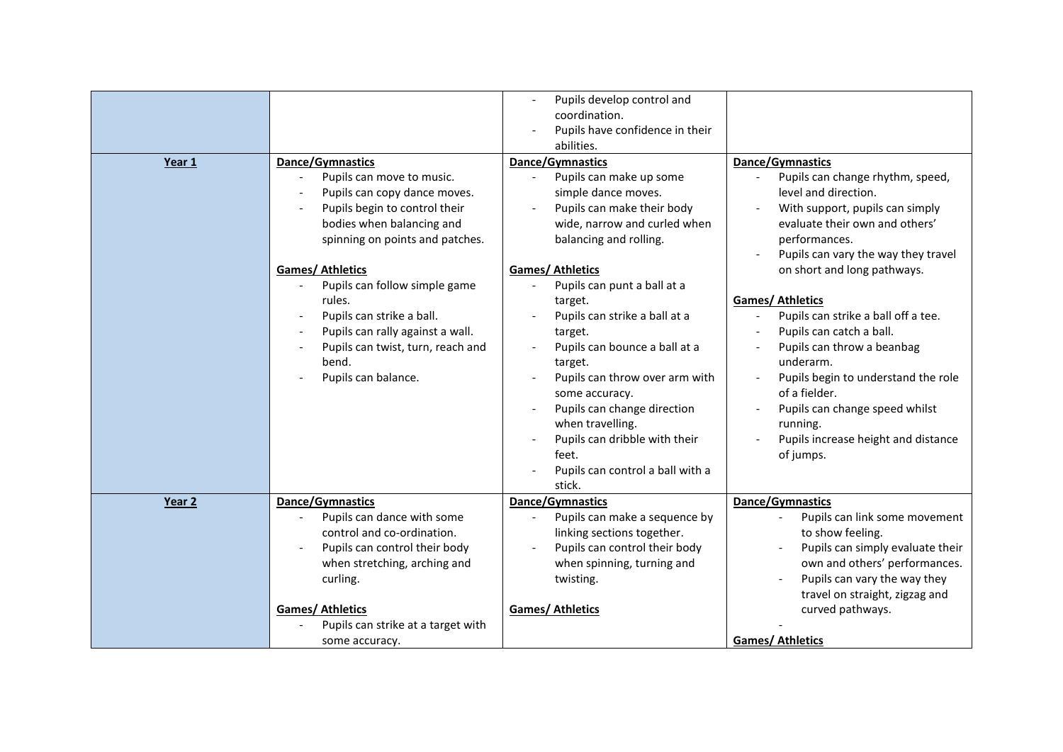| | | | |
|---|---|---|---|
| | | - Pupils develop control and coordination.<br>- Pupils have confidence in their abilities. | |
| **Year 1** | **Dance/Gymnastics**<br>- Pupils can move to music.<br>- Pupils can copy dance moves.<br>- Pupils begin to control their bodies when balancing and spinning on points and patches.<br><br>**Games/ Athletics**<br>- Pupils can follow simple game rules.<br>- Pupils can strike a ball.<br>- Pupils can rally against a wall.<br>- Pupils can twist, turn, reach and bend.<br>- Pupils can balance. | **Dance/Gymnastics**<br>- Pupils can make up some simple dance moves.<br>- Pupils can make their body wide, narrow and curled when balancing and rolling.<br><br>**Games/ Athletics**<br>- Pupils can punt a ball at a target.<br>- Pupils can strike a ball at a target.<br>- Pupils can bounce a ball at a target.<br>- Pupils can throw over arm with some accuracy.<br>- Pupils can change direction when travelling.<br>- Pupils can dribble with their feet.<br>- Pupils can control a ball with a stick. | **Dance/Gymnastics**<br>- Pupils can change rhythm, speed, level and direction.<br>- With support, pupils can simply evaluate their own and others' performances.<br>- Pupils can vary the way they travel on short and long pathways.<br><br>**Games/ Athletics**<br>- Pupils can strike a ball off a tee.<br>- Pupils can catch a ball.<br>- Pupils can throw a beanbag underarm.<br>- Pupils begin to understand the role of a fielder.<br>- Pupils can change speed whilst running.<br>- Pupils increase height and distance of jumps. |
| **Year 2** | **Dance/Gymnastics**<br>- Pupils can dance with some control and co-ordination.<br>- Pupils can control their body when stretching, arching and curling.<br><br>**Games/ Athletics**<br>- Pupils can strike at a target with some accuracy. | **Dance/Gymnastics**<br>- Pupils can make a sequence by linking sections together.<br>- Pupils can control their body when spinning, turning and twisting.<br><br>**Games/ Athletics** | **Dance/Gymnastics**<br>- Pupils can link some movement to show feeling.<br>- Pupils can simply evaluate their own and others' performances.<br>- Pupils can vary the way they travel on straight, zigzag and curved pathways.<br>-<br><br>**Games/ Athletics** |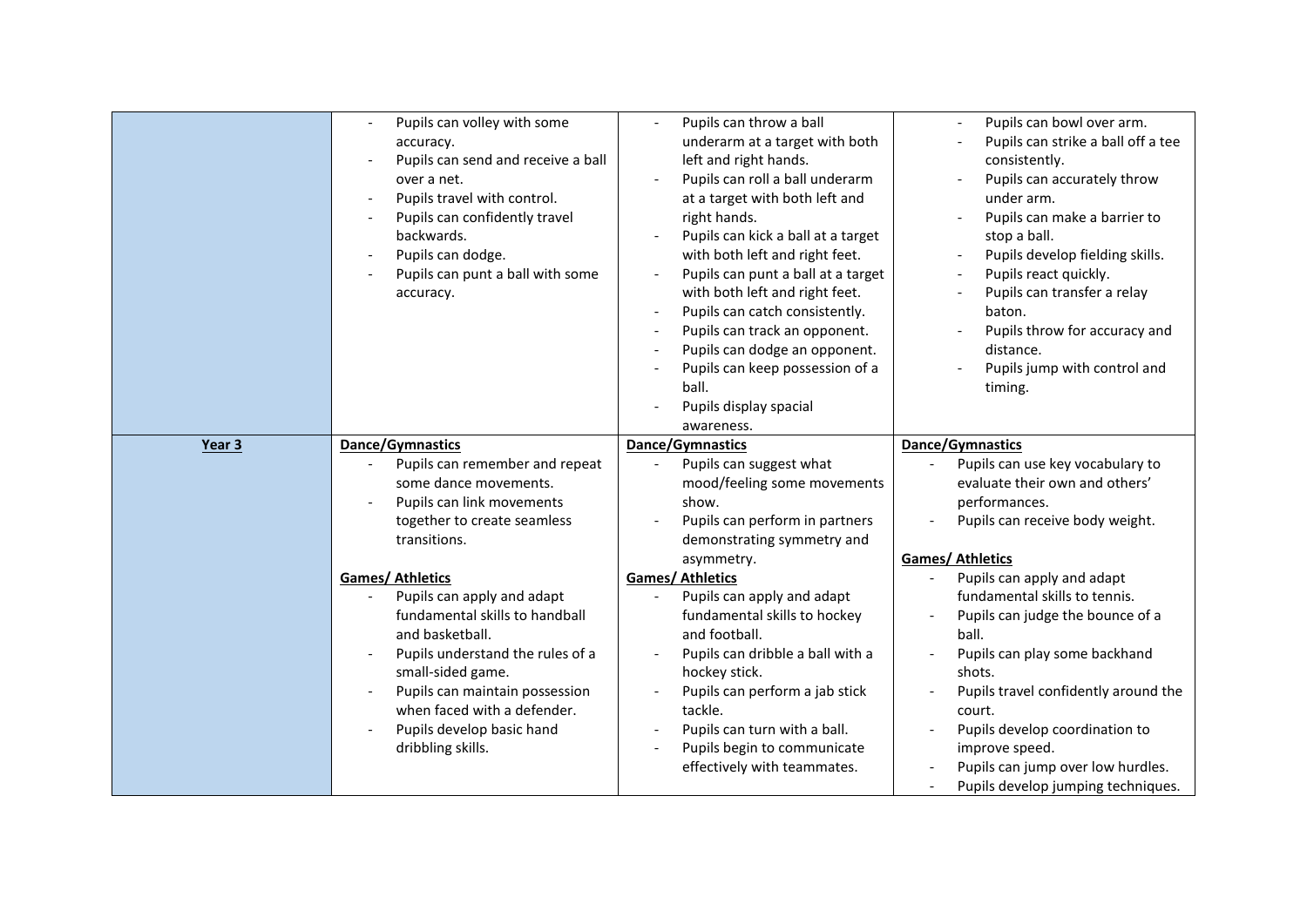| | | | |
|---|---|---|---|
| | - Pupils can volley with some accuracy.<br>- Pupils can send and receive a ball over a net.<br>- Pupils travel with control.<br>- Pupils can confidently travel backwards.<br>- Pupils can dodge.<br>- Pupils can punt a ball with some accuracy. | - Pupils can throw a ball underarm at a target with both left and right hands.<br>- Pupils can roll a ball underarm at a target with both left and right hands.<br>- Pupils can kick a ball at a target with both left and right feet.<br>- Pupils can punt a ball at a target with both left and right feet.<br>- Pupils can catch consistently.<br>- Pupils can track an opponent.<br>- Pupils can dodge an opponent.<br>- Pupils can keep possession of a ball.<br>- Pupils display spacial awareness. | - Pupils can bowl over arm.<br>- Pupils can strike a ball off a tee consistently.<br>- Pupils can accurately throw under arm.<br>- Pupils can make a barrier to stop a ball.<br>- Pupils develop fielding skills.<br>- Pupils react quickly.<br>- Pupils can transfer a relay baton.<br>- Pupils throw for accuracy and distance.<br>- Pupils jump with control and timing. |
| **Year 3** | **Dance/Gymnastics**<br>- Pupils can remember and repeat some dance movements.<br>- Pupils can link movements together to create seamless transitions.<br><br>**Games/ Athletics**<br>- Pupils can apply and adapt fundamental skills to handball and basketball.<br>- Pupils understand the rules of a small-sided game.<br>- Pupils can maintain possession when faced with a defender.<br>- Pupils develop basic hand dribbling skills. | **Dance/Gymnastics**<br>- Pupils can suggest what mood/feeling some movements show.<br>- Pupils can perform in partners demonstrating symmetry and asymmetry.<br><br>**Games/ Athletics**<br>- Pupils can apply and adapt fundamental skills to hockey and football.<br>- Pupils can dribble a ball with a hockey stick.<br>- Pupils can perform a jab stick tackle.<br>- Pupils can turn with a ball.<br>- Pupils begin to communicate effectively with teammates. | **Dance/Gymnastics**<br>- Pupils can use key vocabulary to evaluate their own and others' performances.<br>- Pupils can receive body weight.<br><br>**Games/ Athletics**<br>- Pupils can apply and adapt fundamental skills to tennis.<br>- Pupils can judge the bounce of a ball.<br>- Pupils can play some backhand shots.<br>- Pupils travel confidently around the court.<br>- Pupils develop coordination to improve speed.<br>- Pupils can jump over low hurdles.<br>- Pupils develop jumping techniques. |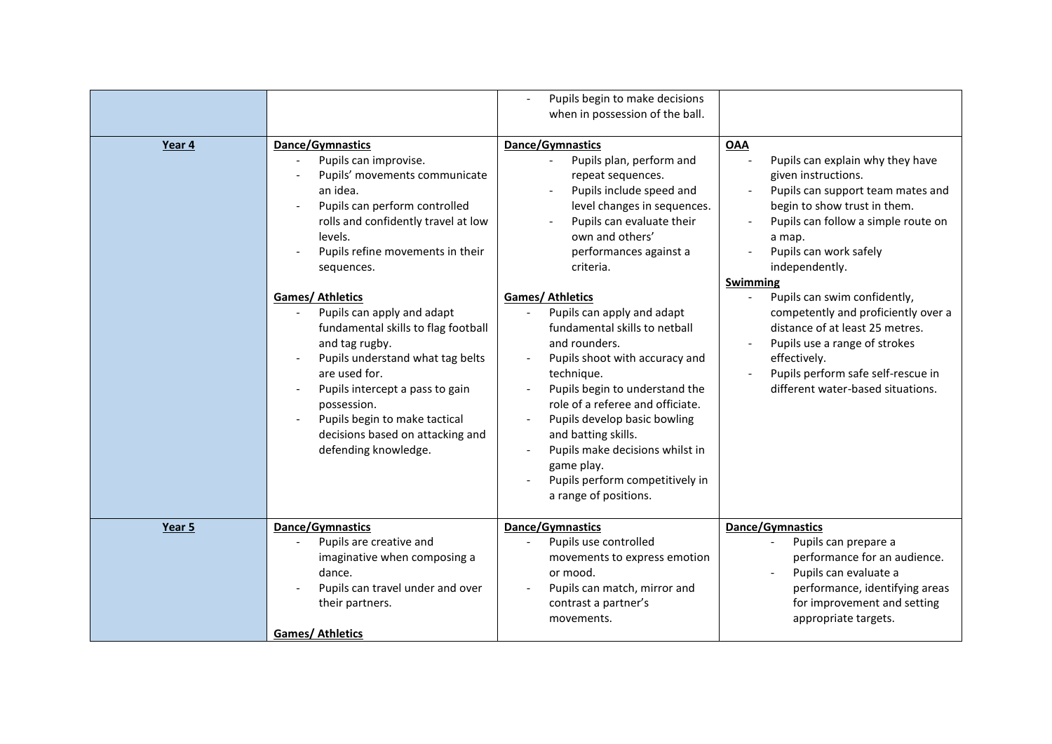| | | | |
|---|---|---|---|
| | | - Pupils begin to make decisions when in possession of the ball. | |
| **Year 4** | **Dance/Gymnastics**<br>- Pupils can improvise.<br>- Pupils' movements communicate an idea.<br>- Pupils can perform controlled rolls and confidently travel at low levels.<br>- Pupils refine movements in their sequences.<br><br>**Games/ Athletics**<br>- Pupils can apply and adapt fundamental skills to flag football and tag rugby.<br>- Pupils understand what tag belts are used for.<br>- Pupils intercept a pass to gain possession.<br>- Pupils begin to make tactical decisions based on attacking and defending knowledge. | **Dance/Gymnastics**<br>- Pupils plan, perform and repeat sequences.<br>- Pupils include speed and level changes in sequences.<br>- Pupils can evaluate their own and others' performances against a criteria.<br><br>**Games/ Athletics**<br>- Pupils can apply and adapt fundamental skills to netball and rounders.<br>- Pupils shoot with accuracy and technique.<br>- Pupils begin to understand the role of a referee and officiate.<br>- Pupils develop basic bowling and batting skills.<br>- Pupils make decisions whilst in game play.<br>- Pupils perform competitively in a range of positions. | **OAA**<br>- Pupils can explain why they have given instructions.<br>- Pupils can support team mates and begin to show trust in them.<br>- Pupils can follow a simple route on a map.<br>- Pupils can work safely independently.<br>**Swimming**<br>- Pupils can swim confidently, competently and proficiently over a distance of at least 25 metres.<br>- Pupils use a range of strokes effectively.<br>- Pupils perform safe self-rescue in different water-based situations. |
| **Year 5** | **Dance/Gymnastics**<br>- Pupils are creative and imaginative when composing a dance.<br>- Pupils can travel under and over their partners.<br><br>**Games/ Athletics** | **Dance/Gymnastics**<br>- Pupils use controlled movements to express emotion or mood.<br>- Pupils can match, mirror and contrast a partner's movements. | **Dance/Gymnastics**<br>- Pupils can prepare a performance for an audience.<br>- Pupils can evaluate a performance, identifying areas for improvement and setting appropriate targets. |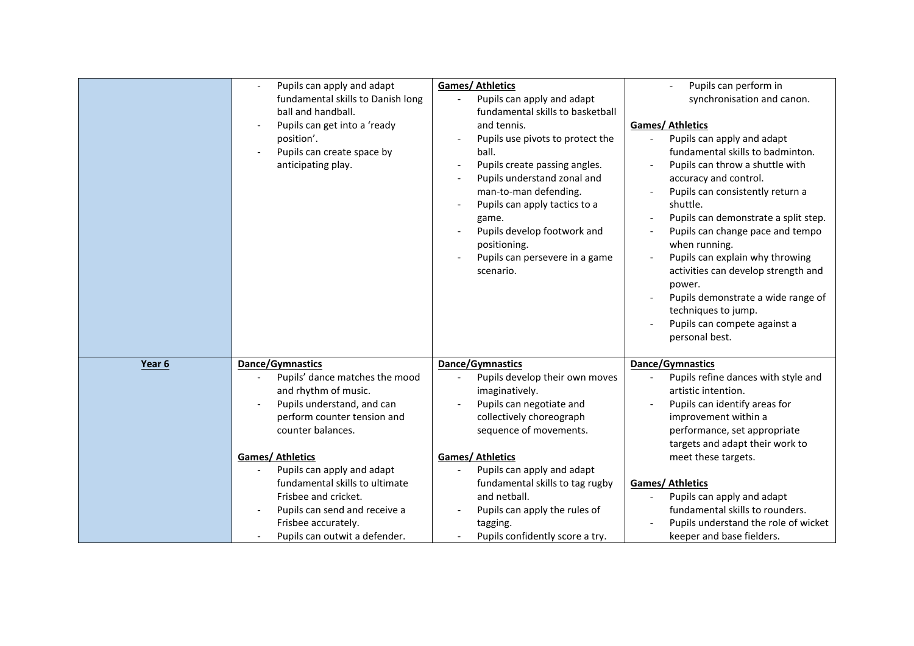| | | | |
|---|---|---|---|
| | - Pupils can apply and adapt fundamental skills to Danish long ball and handball.<br>- Pupils can get into a 'ready position'.<br>- Pupils can create space by anticipating play. | **Games/ Athletics**<br>- Pupils can apply and adapt fundamental skills to basketball and tennis.<br>- Pupils use pivots to protect the ball.<br>- Pupils create passing angles.<br>- Pupils understand zonal and man-to-man defending.<br>- Pupils can apply tactics to a game.<br>- Pupils develop footwork and positioning.<br>- Pupils can persevere in a game scenario. | - Pupils can perform in synchronisation and canon.<br><br>**Games/ Athletics**<br>- Pupils can apply and adapt fundamental skills to badminton.<br>- Pupils can throw a shuttle with accuracy and control.<br>- Pupils can consistently return a shuttle.<br>- Pupils can demonstrate a split step.<br>- Pupils can change pace and tempo when running.<br>- Pupils can explain why throwing activities can develop strength and power.<br>- Pupils demonstrate a wide range of techniques to jump.<br>- Pupils can compete against a personal best. |
| **Year 6** | **Dance/Gymnastics**<br>- Pupils' dance matches the mood and rhythm of music.<br>- Pupils understand, and can perform counter tension and counter balances.<br><br>**Games/ Athletics**<br>- Pupils can apply and adapt fundamental skills to ultimate Frisbee and cricket.<br>- Pupils can send and receive a Frisbee accurately.<br>- Pupils can outwit a defender. | **Dance/Gymnastics**<br>- Pupils develop their own moves imaginatively.<br>- Pupils can negotiate and collectively choreograph sequence of movements.<br><br>**Games/ Athletics**<br>- Pupils can apply and adapt fundamental skills to tag rugby and netball.<br>- Pupils can apply the rules of tagging.<br>- Pupils confidently score a try. | **Dance/Gymnastics**<br>- Pupils refine dances with style and artistic intention.<br>- Pupils can identify areas for improvement within a performance, set appropriate targets and adapt their work to meet these targets.<br><br>**Games/ Athletics**<br>- Pupils can apply and adapt fundamental skills to rounders.<br>- Pupils understand the role of wicket keeper and base fielders. |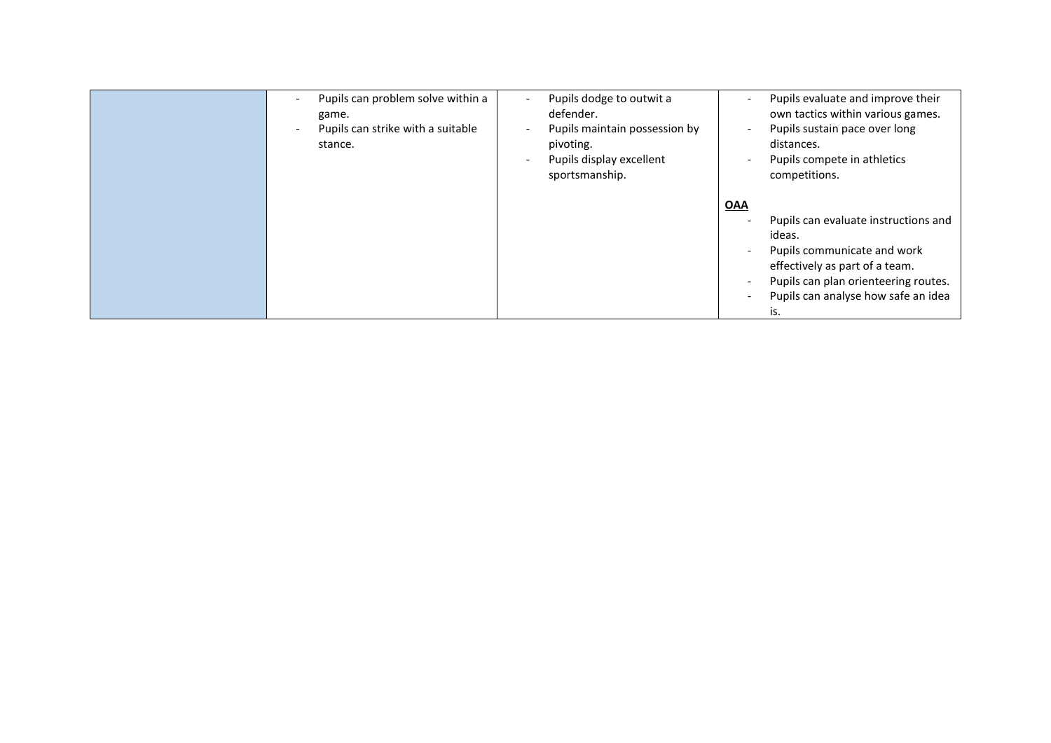| | | | |
|---|---|---|---|
| | - Pupils can problem solve within a game.<br>- Pupils can strike with a suitable stance. | - Pupils dodge to outwit a defender.<br>- Pupils maintain possession by pivoting.<br>- Pupils display excellent sportsmanship. | - Pupils evaluate and improve their own tactics within various games.<br>- Pupils sustain pace over long distances.<br>- Pupils compete in athletics competitions.<br><br>**OAA**<br>- Pupils can evaluate instructions and ideas.<br>- Pupils communicate and work effectively as part of a team.<br>- Pupils can plan orienteering routes.<br>- Pupils can analyse how safe an idea is. |